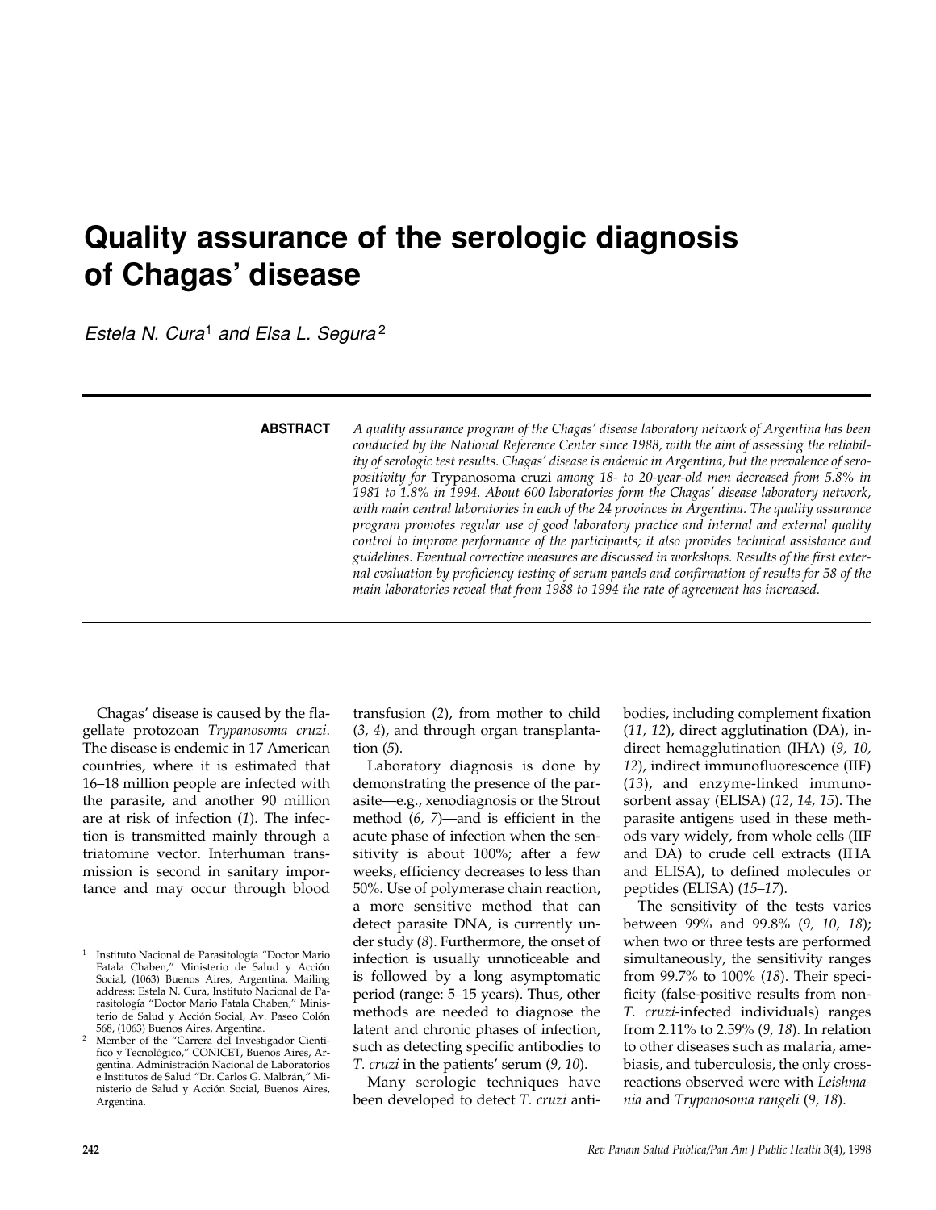# Quality assurance of the serologic diagnosis of Chagas' disease

*Estela N. Cura*[1] *and Elsa L. Segura*[2]

**ABSTRACT** *A quality assurance program of the Chagas' disease laboratory network of Argentina has been conducted by the National Reference Center since 1988, with the aim of assessing the reliability of serologic test results. Chagas' disease is endemic in Argentina, but the prevalence of seropositivity for* Trypanosoma cruzi *among 18- to 20-year-old men decreased from 5.8% in 1981 to 1.8% in 1994. About 600 laboratories form the Chagas' disease laboratory network, with main central laboratories in each of the 24 provinces in Argentina. The quality assurance program promotes regular use of good laboratory practice and internal and external quality control to improve performance of the participants; it also provides technical assistance and guidelines. Eventual corrective measures are discussed in workshops. Results of the first external evaluation by proficiency testing of serum panels and confirmation of results for 58 of the main laboratories reveal that from 1988 to 1994 the rate of agreement has increased.*

Chagas' disease is caused by the flagellate protozoan *Trypanosoma cruzi*. The disease is endemic in 17 American countries, where it is estimated that 16–18 million people are infected with the parasite, and another 90 million are at risk of infection (*1*). The infection is transmitted mainly through a triatomine vector. Interhuman transmission is second in sanitary importance and may occur through blood transfusion (*2*), from mother to child (*3, 4*), and through organ transplantation (*5*).

Laboratory diagnosis is done by demonstrating the presence of the parasite—e.g., xenodiagnosis or the Strout method (*6, 7*)—and is efficient in the acute phase of infection when the sensitivity is about 100%; after a few weeks, efficiency decreases to less than 50%. Use of polymerase chain reaction, a more sensitive method that can detect parasite DNA, is currently under study (*8*). Furthermore, the onset of infection is usually unnoticeable and is followed by a long asymptomatic period (range: 5–15 years). Thus, other methods are needed to diagnose the latent and chronic phases of infection, such as detecting specific antibodies to *T. cruzi* in the patients' serum (*9, 10*).

Many serologic techniques have been developed to detect *T. cruzi* antibodies, including complement fixation (*11, 12*), direct agglutination (DA), indirect hemagglutination (IHA) (*9, 10, 12*), indirect immunofluorescence (IIF) (*13*), and enzyme-linked immunosorbent assay (ELISA) (*12, 14, 15*). The parasite antigens used in these methods vary widely, from whole cells (IIF and DA) to crude cell extracts (IHA and ELISA), to defined molecules or peptides (ELISA) (*15–17*).

The sensitivity of the tests varies between 99% and 99.8% (*9, 10, 18*); when two or three tests are performed simultaneously, the sensitivity ranges from 99.7% to 100% (*18*). Their specificity (false-positive results from non-*T. cruzi*-infected individuals) ranges from 2.11% to 2.59% (*9, 18*). In relation to other diseases such as malaria, amebiasis, and tuberculosis, the only cross-reactions observed were with *Leishmania* and *Trypanosoma rangeli* (*9, 18*).

---

[1] Instituto Nacional de Parasitología "Doctor Mario Fatala Chaben," Ministerio de Salud y Acción Social, (1063) Buenos Aires, Argentina. Mailing address: Estela N. Cura, Instituto Nacional de Parasitología "Doctor Mario Fatala Chaben," Ministerio de Salud y Acción Social, Av. Paseo Colón 568, (1063) Buenos Aires, Argentina.

[2] Member of the "Carrera del Investigador Científico y Tecnológico," CONICET, Buenos Aires, Argentina. Administración Nacional de Laboratorios e Institutos de Salud "Dr. Carlos G. Malbrán," Ministerio de Salud y Acción Social, Buenos Aires, Argentina.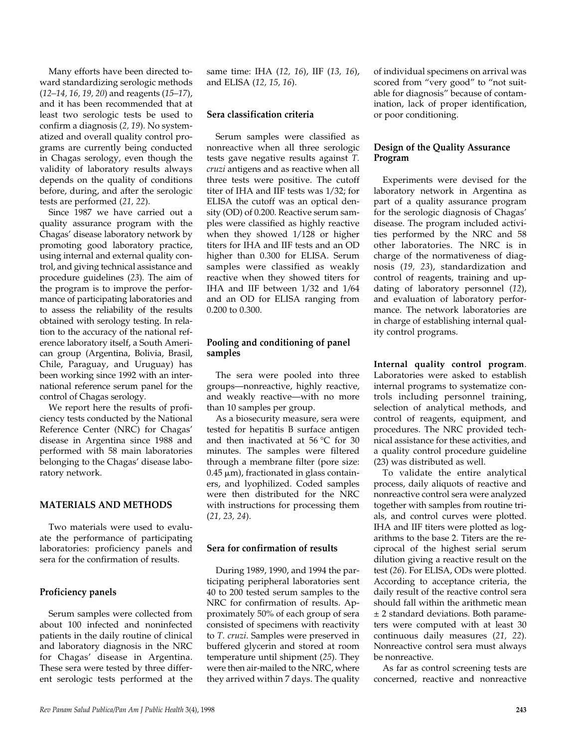Many efforts have been directed toward standardizing serologic methods (*12–14, 16, 19, 20*) and reagents (*15–17*), and it has been recommended that at least two serologic tests be used to confirm a diagnosis (*2, 19*). No systematized and overall quality control programs are currently being conducted in Chagas serology, even though the validity of laboratory results always depends on the quality of conditions before, during, and after the serologic tests are performed (*21, 22*).

Since 1987 we have carried out a quality assurance program with the Chagas' disease laboratory network by promoting good laboratory practice, using internal and external quality control, and giving technical assistance and procedure guidelines (*23*). The aim of the program is to improve the performance of participating laboratories and to assess the reliability of the results obtained with serology testing. In relation to the accuracy of the national reference laboratory itself, a South American group (Argentina, Bolivia, Brasil, Chile, Paraguay, and Uruguay) has been working since 1992 with an international reference serum panel for the control of Chagas serology.

We report here the results of proficiency tests conducted by the National Reference Center (NRC) for Chagas' disease in Argentina since 1988 and performed with 58 main laboratories belonging to the Chagas' disease laboratory network.

## MATERIALS AND METHODS

Two materials were used to evaluate the performance of participating laboratories: proficiency panels and sera for the confirmation of results.

### Proficiency panels

Serum samples were collected from about 100 infected and noninfected patients in the daily routine of clinical and laboratory diagnosis in the NRC for Chagas' disease in Argentina. These sera were tested by three different serologic tests performed at the same time: IHA (*12, 16*), IIF (*13, 16*), and ELISA (*12, 15, 16*).

### Sera classification criteria

Serum samples were classified as nonreactive when all three serologic tests gave negative results against *T. cruzi* antigens and as reactive when all three tests were positive. The cutoff titer of IHA and IIF tests was 1/32; for ELISA the cutoff was an optical density (OD) of 0.200. Reactive serum samples were classified as highly reactive when they showed 1/128 or higher titers for IHA and IIF tests and an OD higher than 0.300 for ELISA. Serum samples were classified as weakly reactive when they showed titers for IHA and IIF between 1/32 and 1/64 and an OD for ELISA ranging from 0.200 to 0.300.

### Pooling and conditioning of panel samples

The sera were pooled into three groups—nonreactive, highly reactive, and weakly reactive—with no more than 10 samples per group.

As a biosecurity measure, sera were tested for hepatitis B surface antigen and then inactivated at 56 °C for 30 minutes. The samples were filtered through a membrane filter (pore size: 0.45 µm), fractionated in glass containers, and lyophilized. Coded samples were then distributed for the NRC with instructions for processing them (*21, 23, 24*).

### Sera for confirmation of results

During 1989, 1990, and 1994 the participating peripheral laboratories sent 40 to 200 tested serum samples to the NRC for confirmation of results. Approximately 50% of each group of sera consisted of specimens with reactivity to *T. cruzi*. Samples were preserved in buffered glycerin and stored at room temperature until shipment (*25*). They were then air-mailed to the NRC, where they arrived within 7 days. The quality of individual specimens on arrival was scored from "very good" to "not suitable for diagnosis" because of contamination, lack of proper identification, or poor conditioning.

### Design of the Quality Assurance Program

Experiments were devised for the laboratory network in Argentina as part of a quality assurance program for the serologic diagnosis of Chagas' disease. The program included activities performed by the NRC and 58 other laboratories. The NRC is in charge of the normativeness of diagnosis (*19, 23*), standardization and control of reagents, training and updating of laboratory personnel (*12*), and evaluation of laboratory performance. The network laboratories are in charge of establishing internal quality control programs.

**Internal quality control program**. Laboratories were asked to establish internal programs to systematize controls including personnel training, selection of analytical methods, and control of reagents, equipment, and procedures. The NRC provided technical assistance for these activities, and a quality control procedure guideline (23) was distributed as well.

To validate the entire analytical process, daily aliquots of reactive and nonreactive control sera were analyzed together with samples from routine trials, and control curves were plotted. IHA and IIF titers were plotted as logarithms to the base 2. Titers are the reciprocal of the highest serial serum dilution giving a reactive result on the test (*26*). For ELISA, ODs were plotted. According to acceptance criteria, the daily result of the reactive control sera should fall within the arithmetic mean ± 2 standard deviations. Both parameters were computed with at least 30 continuous daily measures (*21, 22*). Nonreactive control sera must always be nonreactive.

As far as control screening tests are concerned, reactive and nonreactive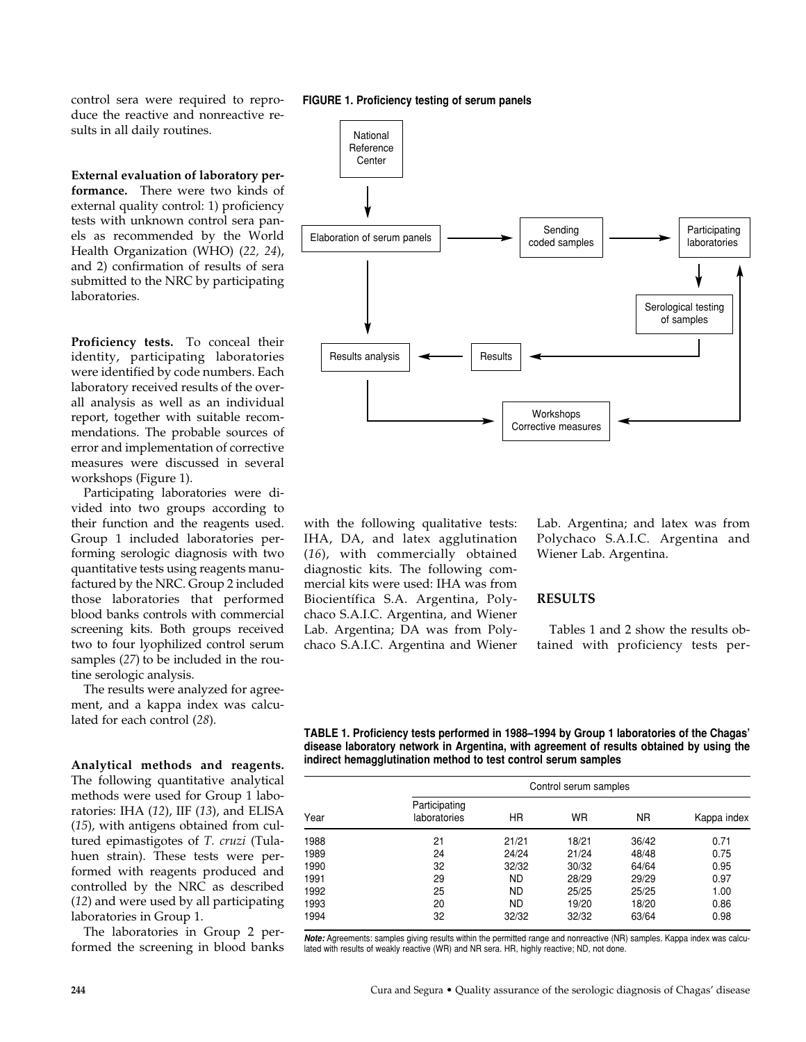control sera were required to reproduce the reactive and nonreactive results in all daily routines.

**External evaluation of laboratory performance.** There were two kinds of external quality control: 1) proficiency tests with unknown control sera panels as recommended by the World Health Organization (WHO) (*22, 24*), and 2) confirmation of results of sera submitted to the NRC by participating laboratories.

**Proficiency tests.** To conceal their identity, participating laboratories were identified by code numbers. Each laboratory received results of the overall analysis as well as an individual report, together with suitable recommendations. The probable sources of error and implementation of corrective measures were discussed in several workshops (Figure 1).

**FIGURE 1. Proficiency testing of serum panels**

National Reference Center → Elaboration of serum panels → Sending coded samples → Participating laboratories → Serological testing of samples → Results → Results analysis → Workshops Corrective measures → Participating laboratories

Participating laboratories were divided into two groups according to their function and the reagents used. Group 1 included laboratories performing serologic diagnosis with two quantitative tests using reagents manufactured by the NRC. Group 2 included those laboratories that performed blood banks controls with commercial screening kits. Both groups received two to four lyophilized control serum samples (*27*) to be included in the routine serologic analysis.

The results were analyzed for agreement, and a kappa index was calculated for each control (*28*).

**Analytical methods and reagents.** The following quantitative analytical methods were used for Group 1 laboratories: IHA (*12*), IIF (*13*), and ELISA (*15*), with antigens obtained from cultured epimastigotes of *T. cruzi* (Tulahuen strain). These tests were performed with reagents produced and controlled by the NRC as described (*12*) and were used by all participating laboratories in Group 1.

The laboratories in Group 2 performed the screening in blood banks with the following qualitative tests: IHA, DA, and latex agglutination (*16*), with commercially obtained diagnostic kits. The following commercial kits were used: IHA was from Biocientífica S.A. Argentina, Polychaco S.A.I.C. Argentina, and Wiener Lab. Argentina; DA was from Polychaco S.A.I.C. Argentina and Wiener Lab. Argentina; and latex was from Polychaco S.A.I.C. Argentina and Wiener Lab. Argentina.

## RESULTS

Tables 1 and 2 show the results obtained with proficiency tests per-

**TABLE 1. Proficiency tests performed in 1988–1994 by Group 1 laboratories of the Chagas' disease laboratory network in Argentina, with agreement of results obtained by using the indirect hemagglutination method to test control serum samples**

| | Control serum samples | | | | |
|---|---|---|---|---|---|
| Year | Participating laboratories | HR | WR | NR | Kappa index |
| 1988 | 21 | 21/21 | 18/21 | 36/42 | 0.71 |
| 1989 | 24 | 24/24 | 21/24 | 48/48 | 0.75 |
| 1990 | 32 | 32/32 | 30/32 | 64/64 | 0.95 |
| 1991 | 29 | ND | 28/29 | 29/29 | 0.97 |
| 1992 | 25 | ND | 25/25 | 25/25 | 1.00 |
| 1993 | 20 | ND | 19/20 | 18/20 | 0.86 |
| 1994 | 32 | 32/32 | 32/32 | 63/64 | 0.98 |

***Note:*** Agreements: samples giving results within the permitted range and nonreactive (NR) samples. Kappa index was calculated with results of weakly reactive (WR) and NR sera. HR, highly reactive; ND, not done.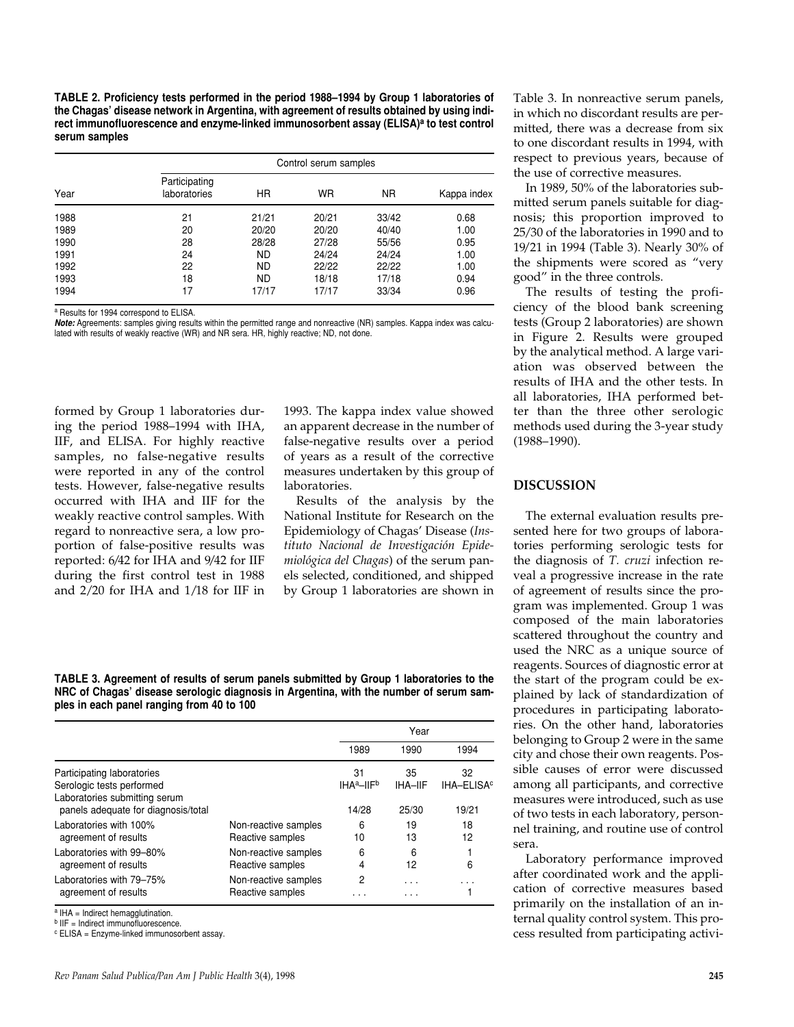**TABLE 2. Proficiency tests performed in the period 1988–1994 by Group 1 laboratories of the Chagas' disease network in Argentina, with agreement of results obtained by using indirect immunofluorescence and enzyme-linked immunosorbent assay (ELISA)[a] to test control serum samples**

| Year | Participating laboratories | Control serum samples | | | |
|---|---|---|---|---|---|
| | | HR | WR | NR | Kappa index |
| 1988 | 21 | 21/21 | 20/21 | 33/42 | 0.68 |
| 1989 | 20 | 20/20 | 20/20 | 40/40 | 1.00 |
| 1990 | 28 | 28/28 | 27/28 | 55/56 | 0.95 |
| 1991 | 24 | ND | 24/24 | 24/24 | 1.00 |
| 1992 | 22 | ND | 22/22 | 22/22 | 1.00 |
| 1993 | 18 | ND | 18/18 | 17/18 | 0.94 |
| 1994 | 17 | 17/17 | 17/17 | 33/34 | 0.96 |

[a] Results for 1994 correspond to ELISA.

***Note:*** Agreements: samples giving results within the permitted range and nonreactive (NR) samples. Kappa index was calculated with results of weakly reactive (WR) and NR sera. HR, highly reactive; ND, not done.

formed by Group 1 laboratories during the period 1988–1994 with IHA, IIF, and ELISA. For highly reactive samples, no false-negative results were reported in any of the control tests. However, false-negative results occurred with IHA and IIF for the weakly reactive control samples. With regard to nonreactive sera, a low proportion of false-positive results was reported: 6/42 for IHA and 9/42 for IIF during the first control test in 1988 and 2/20 for IHA and 1/18 for IIF in 1993. The kappa index value showed an apparent decrease in the number of false-negative results over a period of years as a result of the corrective measures undertaken by this group of laboratories.

Results of the analysis by the National Institute for Research on the Epidemiology of Chagas' Disease (*Instituto Nacional de Investigación Epidemiológica del Chagas*) of the serum panels selected, conditioned, and shipped by Group 1 laboratories are shown in Table 3. In nonreactive serum panels, in which no discordant results are permitted, there was a decrease from six to one discordant results in 1994, with respect to previous years, because of the use of corrective measures.

In 1989, 50% of the laboratories submitted serum panels suitable for diagnosis; this proportion improved to 25/30 of the laboratories in 1990 and to 19/21 in 1994 (Table 3). Nearly 30% of the shipments were scored as "very good" in the three controls.

The results of testing the proficiency of the blood bank screening tests (Group 2 laboratories) are shown in Figure 2. Results were grouped by the analytical method. A large variation was observed between the results of IHA and the other tests. In all laboratories, IHA performed better than the three other serologic methods used during the 3-year study (1988–1990).

**TABLE 3. Agreement of results of serum panels submitted by Group 1 laboratories to the NRC of Chagas' disease serologic diagnosis in Argentina, with the number of serum samples in each panel ranging from 40 to 100**

| | | Year | | |
|---|---|---|---|---|
| | | 1989 | 1990 | 1994 |
| Participating laboratories | | 31 | 35 | 32 |
| Serologic tests performed | | IHA[a]–IIF[b] | IHA–IIF | IHA–ELISA[c] |
| Laboratories submitting serum panels adequate for diagnosis/total | | 14/28 | 25/30 | 19/21 |
| Laboratories with 100% agreement of results | Non-reactive samples | 6 | 19 | 18 |
| | Reactive samples | 10 | 13 | 12 |
| Laboratories with 99–80% agreement of results | Non-reactive samples | 6 | 6 | 1 |
| | Reactive samples | 4 | 12 | 6 |
| Laboratories with 79–75% agreement of results | Non-reactive samples | 2 | . . . | . . . |
| | Reactive samples | . . . | . . . | 1 |

[a] IHA = Indirect hemagglutination.
[b] IIF = Indirect immunofluorescence.
[c] ELISA = Enzyme-linked immunosorbent assay.

## DISCUSSION

The external evaluation results presented here for two groups of laboratories performing serologic tests for the diagnosis of *T. cruzi* infection reveal a progressive increase in the rate of agreement of results since the program was implemented. Group 1 was composed of the main laboratories scattered throughout the country and used the NRC as a unique source of reagents. Sources of diagnostic error at the start of the program could be explained by lack of standardization of procedures in participating laboratories. On the other hand, laboratories belonging to Group 2 were in the same city and chose their own reagents. Possible causes of error were discussed among all participants, and corrective measures were introduced, such as use of two tests in each laboratory, personnel training, and routine use of control sera.

Laboratory performance improved after coordinated work and the application of corrective measures based primarily on the installation of an internal quality control system. This process resulted from participating activi-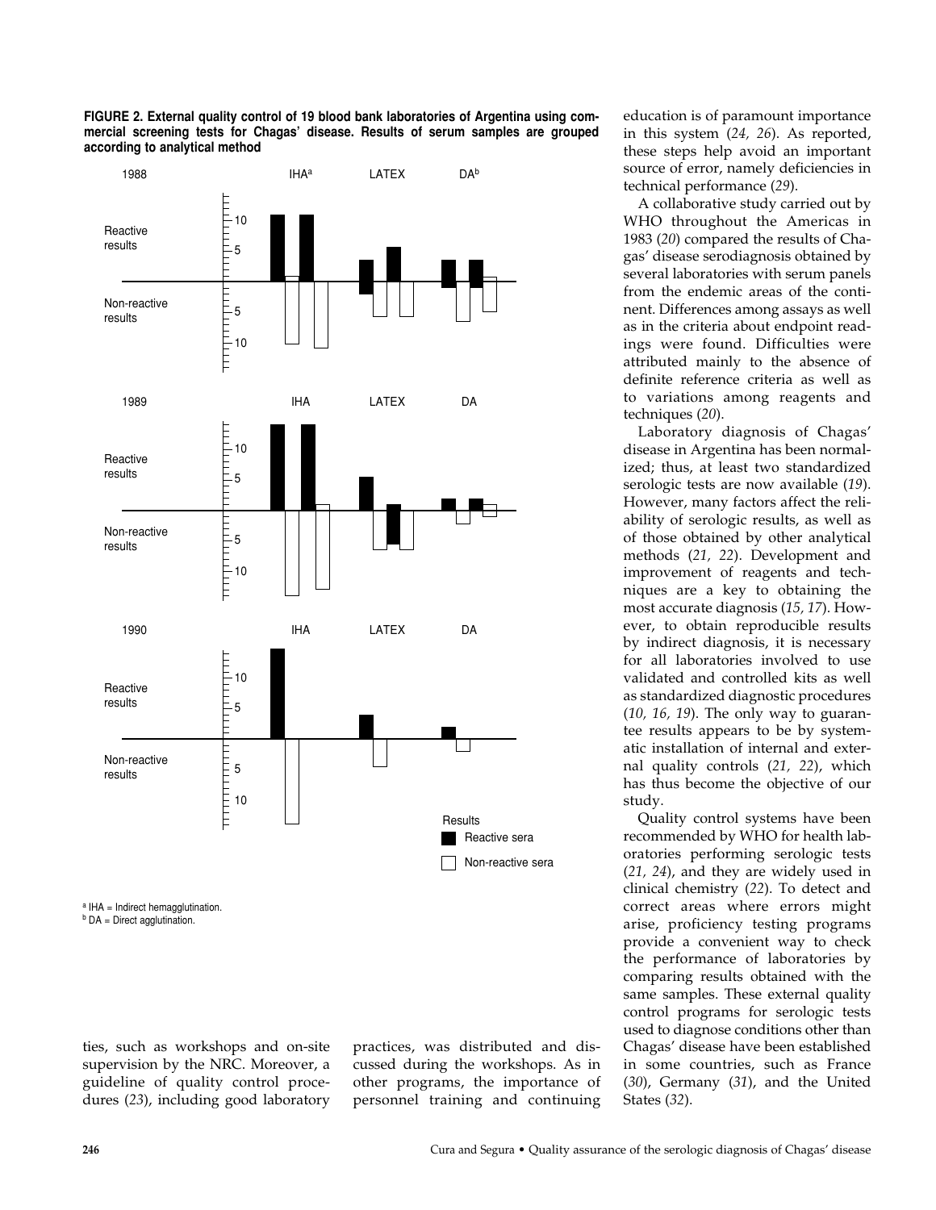**FIGURE 2. External quality control of 19 blood bank laboratories of Argentina using commercial screening tests for Chagas' disease. Results of serum samples are grouped according to analytical method**

[a] IHA = Indirect hemagglutination.
[b] DA = Direct agglutination.

ties, such as workshops and on-site supervision by the NRC. Moreover, a guideline of quality control procedures (*23*), including good laboratory practices, was distributed and discussed during the workshops. As in other programs, the importance of personnel training and continuing education is of paramount importance in this system (*24, 26*). As reported, these steps help avoid an important source of error, namely deficiencies in technical performance (*29*).

A collaborative study carried out by WHO throughout the Americas in 1983 (*20*) compared the results of Chagas' disease serodiagnosis obtained by several laboratories with serum panels from the endemic areas of the continent. Differences among assays as well as in the criteria about endpoint readings were found. Difficulties were attributed mainly to the absence of definite reference criteria as well as to variations among reagents and techniques (*20*).

Laboratory diagnosis of Chagas' disease in Argentina has been normalized; thus, at least two standardized serologic tests are now available (*19*). However, many factors affect the reliability of serologic results, as well as of those obtained by other analytical methods (*21, 22*). Development and improvement of reagents and techniques are a key to obtaining the most accurate diagnosis (*15, 17*). However, to obtain reproducible results by indirect diagnosis, it is necessary for all laboratories involved to use validated and controlled kits as well as standardized diagnostic procedures (*10, 16, 19*). The only way to guarantee results appears to be by systematic installation of internal and external quality controls (*21, 22*), which has thus become the objective of our study.

Quality control systems have been recommended by WHO for health laboratories performing serologic tests (*21, 24*), and they are widely used in clinical chemistry (*22*). To detect and correct areas where errors might arise, proficiency testing programs provide a convenient way to check the performance of laboratories by comparing results obtained with the same samples. These external quality control programs for serologic tests used to diagnose conditions other than Chagas' disease have been established in some countries, such as France (*30*), Germany (*31*), and the United States (*32*).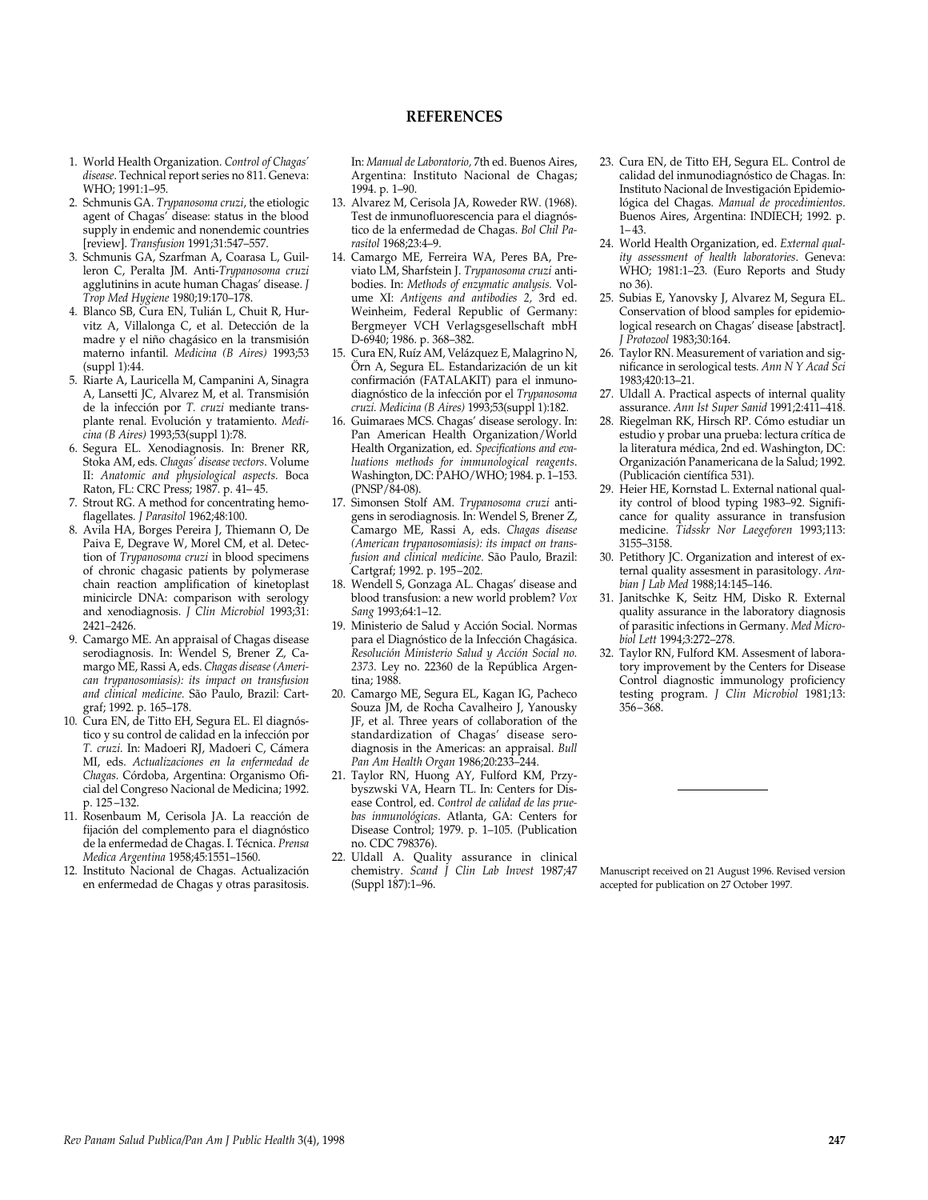## REFERENCES

1. World Health Organization. *Control of Chagas' disease*. Technical report series no 811. Geneva: WHO; 1991:1–95.
2. Schmunis GA. *Trypanosoma cruzi*, the etiologic agent of Chagas' disease: status in the blood supply in endemic and nonendemic countries [review]. *Transfusion* 1991;31:547–557.
3. Schmunis GA, Szarfman A, Coarasa L, Guilleron C, Peralta JM. Anti-*Trypanosoma cruzi* agglutinins in acute human Chagas' disease. *J Trop Med Hygiene* 1980;19:170–178.
4. Blanco SB, Cura EN, Tulián L, Chuit R, Hurvitz A, Villalonga C, et al. Detección de la madre y el niño chagásico en la transmisión materno infantil. *Medicina (B Aires)* 1993;53 (suppl 1):44.
5. Riarte A, Lauricella M, Campanini A, Sinagra A, Lansetti JC, Alvarez M, et al. Transmisión de la infección por *T. cruzi* mediante trasplante renal. Evolución y tratamiento. *Medicina (B Aires)* 1993;53(suppl 1):78.
6. Segura EL. Xenodiagnosis. In: Brener RR, Stoka AM, eds. *Chagas' disease vectors*. Volume II: *Anatomic and physiological aspects.* Boca Raton, FL: CRC Press; 1987. p. 41–45.
7. Strout RG. A method for concentrating hemoflagellates. *J Parasitol* 1962;48:100.
8. Avila HA, Borges Pereira J, Thiemann O, De Paiva E, Degrave W, Morel CM, et al. Detection of *Trypanosoma cruzi* in blood specimens of chronic chagasic patients by polymerase chain reaction amplification of kinetoplast minicircle DNA: comparison with serology and xenodiagnosis. *J Clin Microbiol* 1993;31: 2421–2426.
9. Camargo ME. An appraisal of Chagas disease serodiagnosis. In: Wendel S, Brener Z, Camargo ME, Rassi A, eds. *Chagas disease (American trypanosomiasis): its impact on transfusion and clinical medicine.* São Paulo, Brazil: Cartgraf; 1992. p. 165–178.
10. Cura EN, de Titto EH, Segura EL. El diagnóstico y su control de calidad en la infección por *T. cruzi*. In: Madoeri RJ, Madoeri C, Cámera MI, eds. *Actualizaciones en la enfermedad de Chagas*. Córdoba, Argentina: Organismo Oficial del Congreso Nacional de Medicina; 1992. p. 125–132.
11. Rosenbaum M, Cerisola JA. La reacción de fijación del complemento para el diagnóstico de la enfermedad de Chagas. I. Técnica. *Prensa Medica Argentina* 1958;45:1551–1560.
12. Instituto Nacional de Chagas. Actualización en enfermedad de Chagas y otras parasitosis. In: *Manual de Laboratorio*, 7th ed. Buenos Aires, Argentina: Instituto Nacional de Chagas; 1994. p. 1–90.
13. Alvarez M, Cerisola JA, Roweder RW. (1968). Test de inmunofluorescencia para el diagnóstico de la enfermedad de Chagas. *Bol Chil Parasitol* 1968;23:4–9.
14. Camargo ME, Ferreira WA, Peres BA, Previato LM, Sharfstein J. *Trypanosoma cruzi* antibodies. In: *Methods of enzymatic analysis.* Volume XI: *Antigens and antibodies 2,* 3rd ed. Weinheim, Federal Republic of Germany: Bergmeyer VCH Verlagsgesellschaft mbH D-6940; 1986. p. 368–382.
15. Cura EN, Ruíz AM, Velázquez E, Malagrino N, Örn A, Segura EL. Estandarización de un kit confirmación (FATALAKIT) para el inmunodiagnóstico de la infección por el *Trypanosoma cruzi. Medicina (B Aires)* 1993;53(suppl 1):182.
16. Guimaraes MCS. Chagas' disease serology. In: Pan American Health Organization/World Health Organization, ed. *Specifications and evaluations methods for immunological reagents*. Washington, DC: PAHO/WHO; 1984. p. 1–153. (PNSP/84-08).
17. Simonsen Stolf AM. *Trypanosoma cruzi* antigens in serodiagnosis. In: Wendel S, Brener Z, Camargo ME, Rassi A, eds. *Chagas disease (American trypanosomiasis): its impact on transfusion and clinical medicine.* São Paulo, Brazil: Cartgraf; 1992. p. 195–202.
18. Wendell S, Gonzaga AL. Chagas' disease and blood transfusion: a new world problem? *Vox Sang* 1993;64:1–12.
19. Ministerio de Salud y Acción Social. Normas para el Diagnóstico de la Infección Chagásica. *Resolución Ministerio Salud y Acción Social no. 2373*. Ley no. 22360 de la República Argentina; 1988.
20. Camargo ME, Segura EL, Kagan IG, Pacheco Souza JM, de Rocha Cavalheiro J, Yanousky JF, et al. Three years of collaboration of the standardization of Chagas' disease serodiagnosis in the Americas: an appraisal. *Bull Pan Am Health Organ* 1986;20:233–244.
21. Taylor RN, Huong AY, Fulford KM, Przybyszwski VA, Hearn TL. In: Centers for Disease Control, ed. *Control de calidad de las pruebas inmunológicas*. Atlanta, GA: Centers for Disease Control; 1979. p. 1–105. (Publication no. CDC 798376).
22. Uldall A. Quality assurance in clinical chemistry. *Scand J Clin Lab Invest* 1987;47 (Suppl 187):1–96.
23. Cura EN, de Titto EH, Segura EL. Control de calidad del inmunodiagnóstico de Chagas. In: Instituto Nacional de Investigación Epidemiológica del Chagas. *Manual de procedimientos*. Buenos Aires, Argentina: INDIECH; 1992. p. 1–43.
24. World Health Organization, ed. *External quality assessment of health laboratories*. Geneva: WHO; 1981:1–23. (Euro Reports and Study no 36).
25. Subias E, Yanovsky J, Alvarez M, Segura EL. Conservation of blood samples for epidemiological research on Chagas' disease [abstract]. *J Protozool* 1983;30:164.
26. Taylor RN. Measurement of variation and significance in serological tests. *Ann N Y Acad Sci* 1983;420:13–21.
27. Uldall A. Practical aspects of internal quality assurance. *Ann Ist Super Sanid* 1991;2:411–418.
28. Riegelman RK, Hirsch RP. Cómo estudiar un estudio y probar una prueba: lectura crítica de la literatura médica, 2nd ed. Washington, DC: Organización Panamericana de la Salud; 1992. (Publicación científica 531).
29. Heier HE, Kornstad L. External national quality control of blood typing 1983–92. Significance for quality assurance in transfusion medicine. *Tidsskr Nor Laegeforen* 1993;113: 3155–3158.
30. Petithory JC. Organization and interest of external quality assesment in parasitology. *Arabian J Lab Med* 1988;14:145–146.
31. Janitschke K, Seitz HM, Disko R. External quality assurance in the laboratory diagnosis of parasitic infections in Germany. *Med Microbiol Lett* 1994;3:272–278.
32. Taylor RN, Fulford KM. Assesment of laboratory improvement by the Centers for Disease Control diagnostic immunology proficiency testing program. *J Clin Microbiol* 1981;13: 356–368.

---

Manuscript received on 21 August 1996. Revised version accepted for publication on 27 October 1997.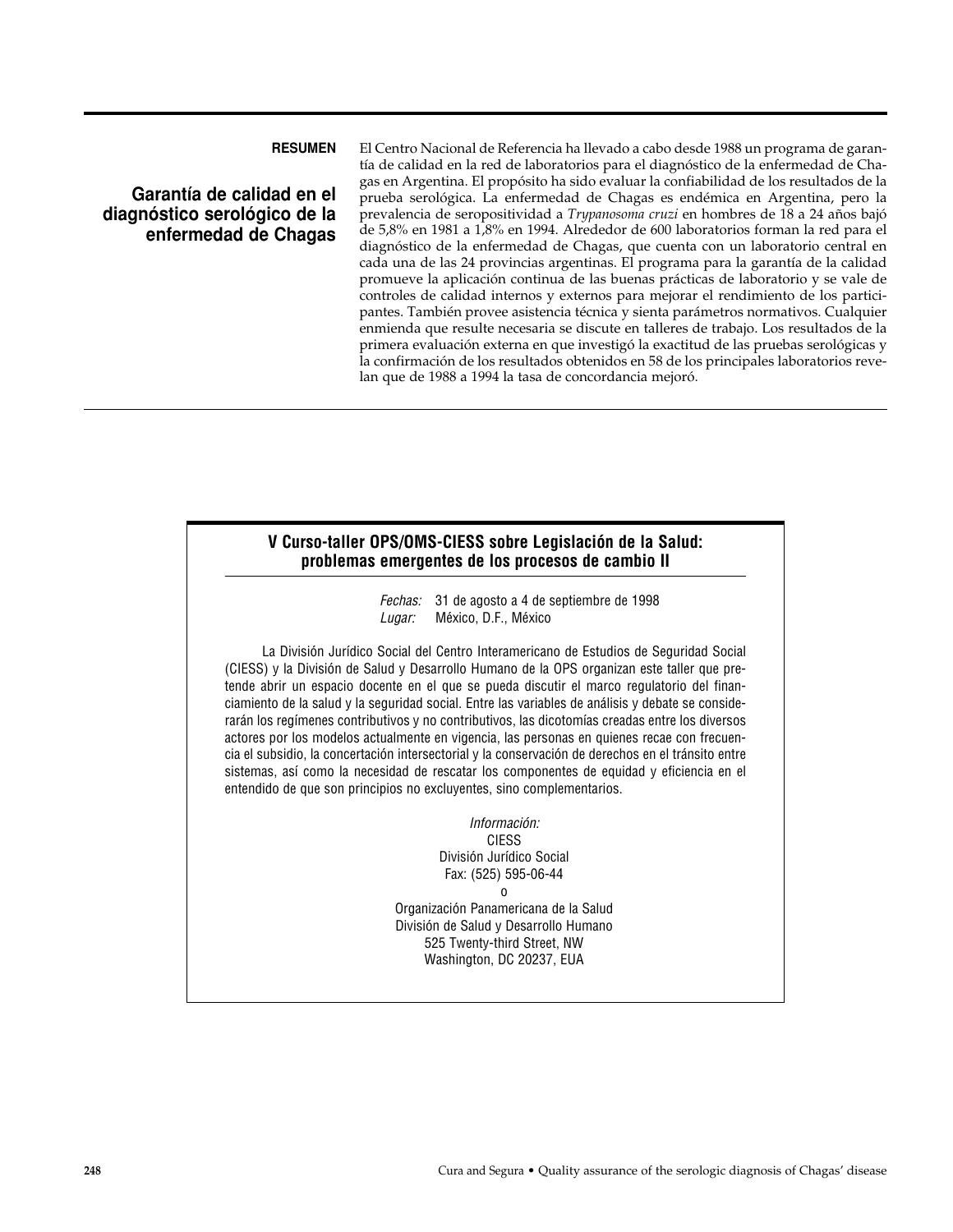**RESUMEN**

## Garantía de calidad en el diagnóstico serológico de la enfermedad de Chagas

El Centro Nacional de Referencia ha llevado a cabo desde 1988 un programa de garantía de calidad en la red de laboratorios para el diagnóstico de la enfermedad de Chagas en Argentina. El propósito ha sido evaluar la confiabilidad de los resultados de la prueba serológica. La enfermedad de Chagas es endémica en Argentina, pero la prevalencia de seropositividad a *Trypanosoma cruzi* en hombres de 18 a 24 años bajó de 5,8% en 1981 a 1,8% en 1994. Alrededor de 600 laboratorios forman la red para el diagnóstico de la enfermedad de Chagas, que cuenta con un laboratorio central en cada una de las 24 provincias argentinas. El programa para la garantía de la calidad promueve la aplicación continua de las buenas prácticas de laboratorio y se vale de controles de calidad internos y externos para mejorar el rendimiento de los participantes. También provee asistencia técnica y sienta parámetros normativos. Cualquier enmienda que resulte necesaria se discute en talleres de trabajo. Los resultados de la primera evaluación externa en que investigó la exactitud de las pruebas serológicas y la confirmación de los resultados obtenidos en 58 de los principales laboratorios revelan que de 1988 a 1994 la tasa de concordancia mejoró.

---

### V Curso-taller OPS/OMS-CIESS sobre Legislación de la Salud: problemas emergentes de los procesos de cambio II

*Fechas:* 31 de agosto a 4 de septiembre de 1998
*Lugar:* México, D.F., México

La División Jurídico Social del Centro Interamericano de Estudios de Seguridad Social (CIESS) y la División de Salud y Desarrollo Humano de la OPS organizan este taller que pretende abrir un espacio docente en el que se pueda discutir el marco regulatorio del financiamiento de la salud y la seguridad social. Entre las variables de análisis y debate se considerarán los regímenes contributivos y no contributivos, las dicotomías creadas entre los diversos actores por los modelos actualmente en vigencia, las personas en quienes recae con frecuencia el subsidio, la concertación intersectorial y la conservación de derechos en el tránsito entre sistemas, así como la necesidad de rescatar los componentes de equidad y eficiencia en el entendido de que son principios no excluyentes, sino complementarios.

*Información:*
CIESS
División Jurídico Social
Fax: (525) 595-06-44
o
Organización Panamericana de la Salud
División de Salud y Desarrollo Humano
525 Twenty-third Street, NW
Washington, DC 20237, EUA